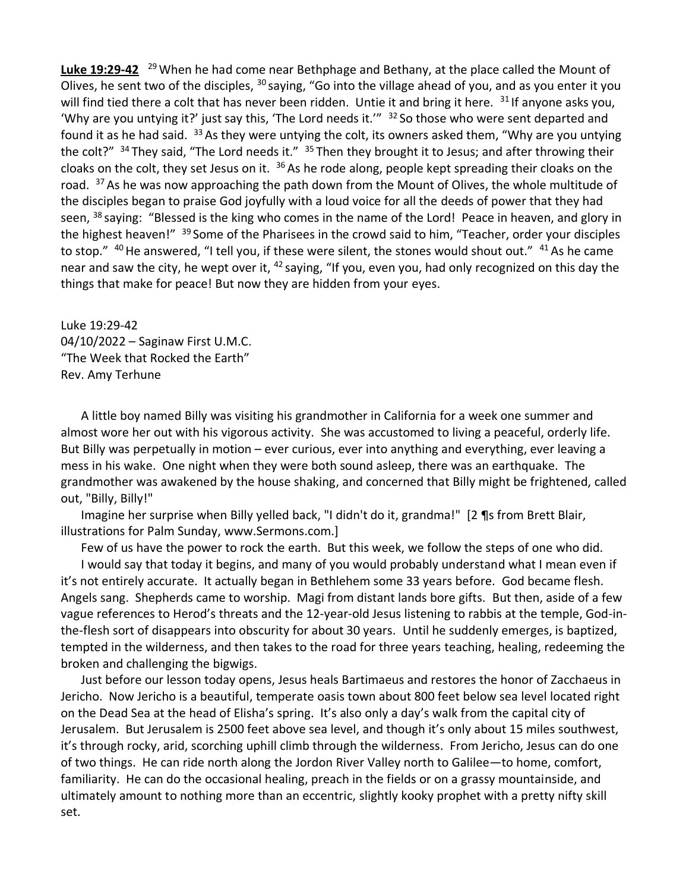**Luke 19:29-42** [29] When he had come near Bethphage and Bethany, at the place called the Mount of Olives, he sent two of the disciples, [30] saying, "Go into the village ahead of you, and as you enter it you will find tied there a colt that has never been ridden. Untie it and bring it here. [31] If anyone asks you, 'Why are you untying it?' just say this, 'The Lord needs it.'" [32] So those who were sent departed and found it as he had said. [33] As they were untying the colt, its owners asked them, "Why are you untying the colt?" [34] They said, "The Lord needs it." [35] Then they brought it to Jesus; and after throwing their cloaks on the colt, they set Jesus on it. [36] As he rode along, people kept spreading their cloaks on the road. [37] As he was now approaching the path down from the Mount of Olives, the whole multitude of the disciples began to praise God joyfully with a loud voice for all the deeds of power that they had seen, [38] saying: "Blessed is the king who comes in the name of the Lord! Peace in heaven, and glory in the highest heaven!" [39] Some of the Pharisees in the crowd said to him, "Teacher, order your disciples to stop." [40] He answered, "I tell you, if these were silent, the stones would shout out." [41] As he came near and saw the city, he wept over it, [42] saying, "If you, even you, had only recognized on this day the things that make for peace! But now they are hidden from your eyes.

Luke 19:29-42
04/10/2022 – Saginaw First U.M.C.
"The Week that Rocked the Earth"
Rev. Amy Terhune

A little boy named Billy was visiting his grandmother in California for a week one summer and almost wore her out with his vigorous activity. She was accustomed to living a peaceful, orderly life. But Billy was perpetually in motion – ever curious, ever into anything and everything, ever leaving a mess in his wake. One night when they were both sound asleep, there was an earthquake. The grandmother was awakened by the house shaking, and concerned that Billy might be frightened, called out, "Billy, Billy!"

Imagine her surprise when Billy yelled back, "I didn't do it, grandma!" [2 ¶s from Brett Blair, illustrations for Palm Sunday, www.Sermons.com.]

Few of us have the power to rock the earth. But this week, we follow the steps of one who did.

I would say that today it begins, and many of you would probably understand what I mean even if it's not entirely accurate. It actually began in Bethlehem some 33 years before. God became flesh. Angels sang. Shepherds came to worship. Magi from distant lands bore gifts. But then, aside of a few vague references to Herod's threats and the 12-year-old Jesus listening to rabbis at the temple, God-in-the-flesh sort of disappears into obscurity for about 30 years. Until he suddenly emerges, is baptized, tempted in the wilderness, and then takes to the road for three years teaching, healing, redeeming the broken and challenging the bigwigs.

Just before our lesson today opens, Jesus heals Bartimaeus and restores the honor of Zacchaeus in Jericho. Now Jericho is a beautiful, temperate oasis town about 800 feet below sea level located right on the Dead Sea at the head of Elisha's spring. It's also only a day's walk from the capital city of Jerusalem. But Jerusalem is 2500 feet above sea level, and though it's only about 15 miles southwest, it's through rocky, arid, scorching uphill climb through the wilderness. From Jericho, Jesus can do one of two things. He can ride north along the Jordon River Valley north to Galilee—to home, comfort, familiarity. He can do the occasional healing, preach in the fields or on a grassy mountainside, and ultimately amount to nothing more than an eccentric, slightly kooky prophet with a pretty nifty skill set.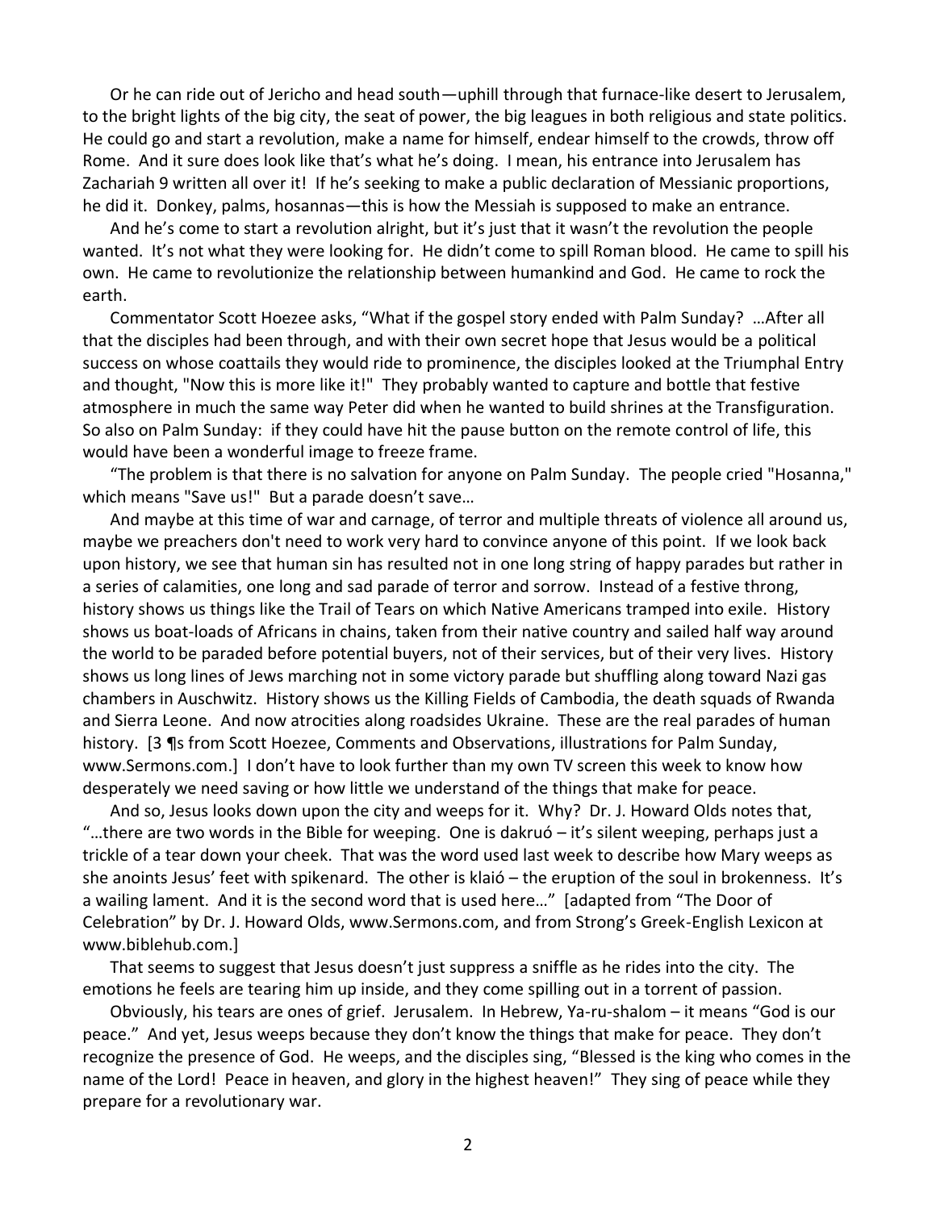Or he can ride out of Jericho and head south—uphill through that furnace-like desert to Jerusalem, to the bright lights of the big city, the seat of power, the big leagues in both religious and state politics. He could go and start a revolution, make a name for himself, endear himself to the crowds, throw off Rome. And it sure does look like that's what he's doing. I mean, his entrance into Jerusalem has Zachariah 9 written all over it! If he's seeking to make a public declaration of Messianic proportions, he did it. Donkey, palms, hosannas—this is how the Messiah is supposed to make an entrance.

And he's come to start a revolution alright, but it's just that it wasn't the revolution the people wanted. It's not what they were looking for. He didn't come to spill Roman blood. He came to spill his own. He came to revolutionize the relationship between humankind and God. He came to rock the earth.

Commentator Scott Hoezee asks, "What if the gospel story ended with Palm Sunday? …After all that the disciples had been through, and with their own secret hope that Jesus would be a political success on whose coattails they would ride to prominence, the disciples looked at the Triumphal Entry and thought, "Now this is more like it!" They probably wanted to capture and bottle that festive atmosphere in much the same way Peter did when he wanted to build shrines at the Transfiguration. So also on Palm Sunday: if they could have hit the pause button on the remote control of life, this would have been a wonderful image to freeze frame.

"The problem is that there is no salvation for anyone on Palm Sunday. The people cried "Hosanna," which means "Save us!" But a parade doesn't save…

And maybe at this time of war and carnage, of terror and multiple threats of violence all around us, maybe we preachers don't need to work very hard to convince anyone of this point. If we look back upon history, we see that human sin has resulted not in one long string of happy parades but rather in a series of calamities, one long and sad parade of terror and sorrow. Instead of a festive throng, history shows us things like the Trail of Tears on which Native Americans tramped into exile. History shows us boat-loads of Africans in chains, taken from their native country and sailed half way around the world to be paraded before potential buyers, not of their services, but of their very lives. History shows us long lines of Jews marching not in some victory parade but shuffling along toward Nazi gas chambers in Auschwitz. History shows us the Killing Fields of Cambodia, the death squads of Rwanda and Sierra Leone. And now atrocities along roadsides Ukraine. These are the real parades of human history. [3 ¶s from Scott Hoezee, Comments and Observations, illustrations for Palm Sunday, www.Sermons.com.] I don't have to look further than my own TV screen this week to know how desperately we need saving or how little we understand of the things that make for peace.

And so, Jesus looks down upon the city and weeps for it. Why? Dr. J. Howard Olds notes that, "…there are two words in the Bible for weeping. One is dakruó – it's silent weeping, perhaps just a trickle of a tear down your cheek. That was the word used last week to describe how Mary weeps as she anoints Jesus' feet with spikenard. The other is klaió – the eruption of the soul in brokenness. It's a wailing lament. And it is the second word that is used here…" [adapted from "The Door of Celebration" by Dr. J. Howard Olds, www.Sermons.com, and from Strong's Greek-English Lexicon at www.biblehub.com.]

That seems to suggest that Jesus doesn't just suppress a sniffle as he rides into the city. The emotions he feels are tearing him up inside, and they come spilling out in a torrent of passion.

Obviously, his tears are ones of grief. Jerusalem. In Hebrew, Ya-ru-shalom – it means "God is our peace." And yet, Jesus weeps because they don't know the things that make for peace. They don't recognize the presence of God. He weeps, and the disciples sing, "Blessed is the king who comes in the name of the Lord! Peace in heaven, and glory in the highest heaven!" They sing of peace while they prepare for a revolutionary war.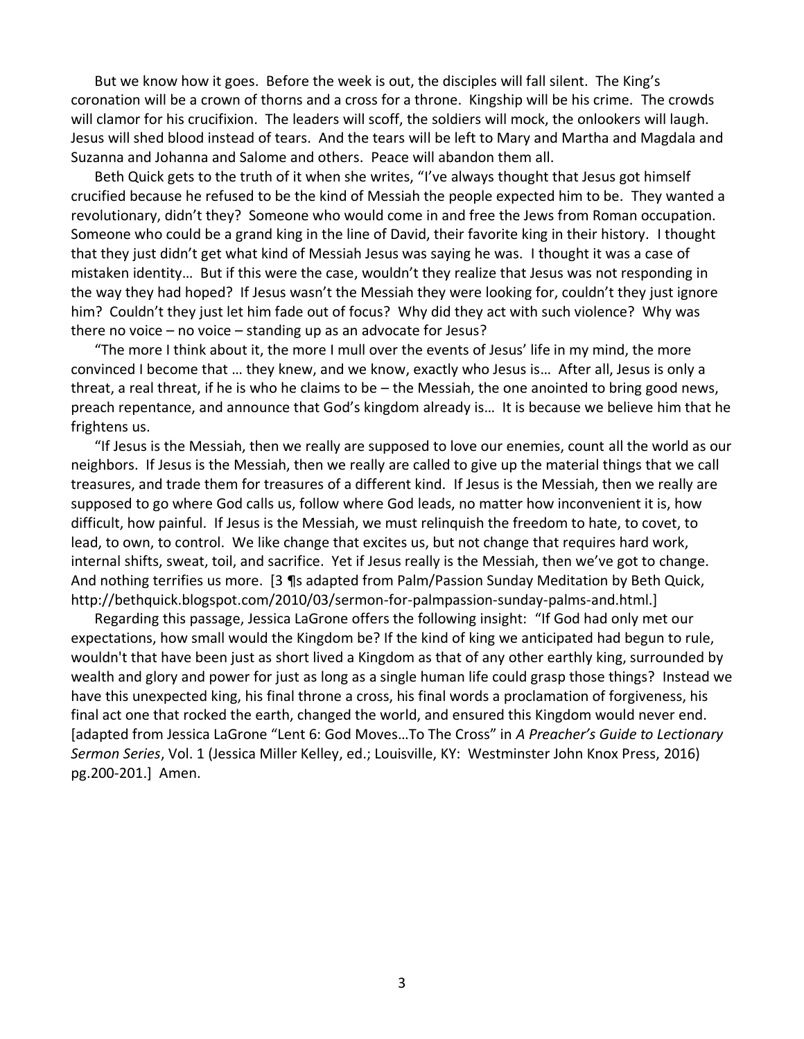But we know how it goes. Before the week is out, the disciples will fall silent. The King's coronation will be a crown of thorns and a cross for a throne. Kingship will be his crime. The crowds will clamor for his crucifixion. The leaders will scoff, the soldiers will mock, the onlookers will laugh. Jesus will shed blood instead of tears. And the tears will be left to Mary and Martha and Magdala and Suzanna and Johanna and Salome and others. Peace will abandon them all.

Beth Quick gets to the truth of it when she writes, "I've always thought that Jesus got himself crucified because he refused to be the kind of Messiah the people expected him to be. They wanted a revolutionary, didn't they? Someone who would come in and free the Jews from Roman occupation. Someone who could be a grand king in the line of David, their favorite king in their history. I thought that they just didn't get what kind of Messiah Jesus was saying he was. I thought it was a case of mistaken identity… But if this were the case, wouldn't they realize that Jesus was not responding in the way they had hoped? If Jesus wasn't the Messiah they were looking for, couldn't they just ignore him? Couldn't they just let him fade out of focus? Why did they act with such violence? Why was there no voice – no voice – standing up as an advocate for Jesus?

"The more I think about it, the more I mull over the events of Jesus' life in my mind, the more convinced I become that … they knew, and we know, exactly who Jesus is… After all, Jesus is only a threat, a real threat, if he is who he claims to be – the Messiah, the one anointed to bring good news, preach repentance, and announce that God's kingdom already is… It is because we believe him that he frightens us.

"If Jesus is the Messiah, then we really are supposed to love our enemies, count all the world as our neighbors. If Jesus is the Messiah, then we really are called to give up the material things that we call treasures, and trade them for treasures of a different kind. If Jesus is the Messiah, then we really are supposed to go where God calls us, follow where God leads, no matter how inconvenient it is, how difficult, how painful. If Jesus is the Messiah, we must relinquish the freedom to hate, to covet, to lead, to own, to control. We like change that excites us, but not change that requires hard work, internal shifts, sweat, toil, and sacrifice. Yet if Jesus really is the Messiah, then we've got to change. And nothing terrifies us more. [3 ¶s adapted from Palm/Passion Sunday Meditation by Beth Quick, http://bethquick.blogspot.com/2010/03/sermon-for-palmpassion-sunday-palms-and.html.]

Regarding this passage, Jessica LaGrone offers the following insight: "If God had only met our expectations, how small would the Kingdom be? If the kind of king we anticipated had begun to rule, wouldn't that have been just as short lived a Kingdom as that of any other earthly king, surrounded by wealth and glory and power for just as long as a single human life could grasp those things? Instead we have this unexpected king, his final throne a cross, his final words a proclamation of forgiveness, his final act one that rocked the earth, changed the world, and ensured this Kingdom would never end. [adapted from Jessica LaGrone "Lent 6: God Moves…To The Cross" in *A Preacher's Guide to Lectionary Sermon Series*, Vol. 1 (Jessica Miller Kelley, ed.; Louisville, KY: Westminster John Knox Press, 2016) pg.200-201.] Amen.